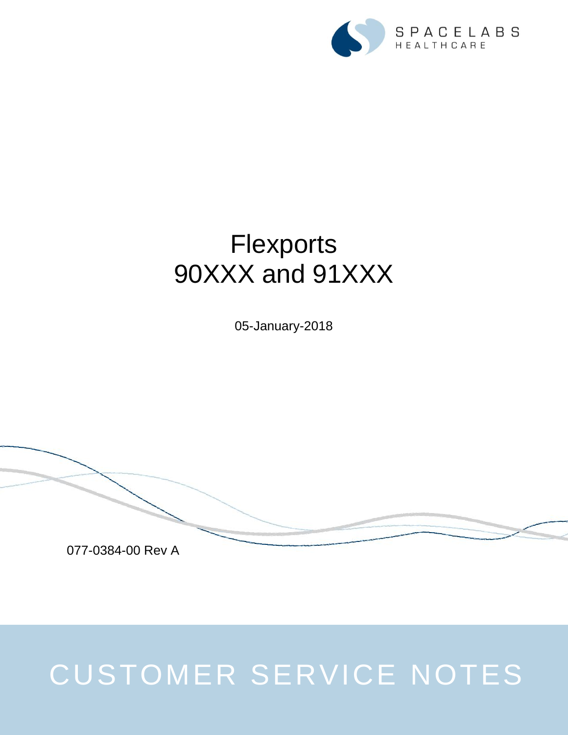SPACELABS
HEALTHCARE

# Flexports
# 90XXX and 91XXX

05-January-2018

077-0384-00 Rev A

CUSTOMER SERVICE NOTES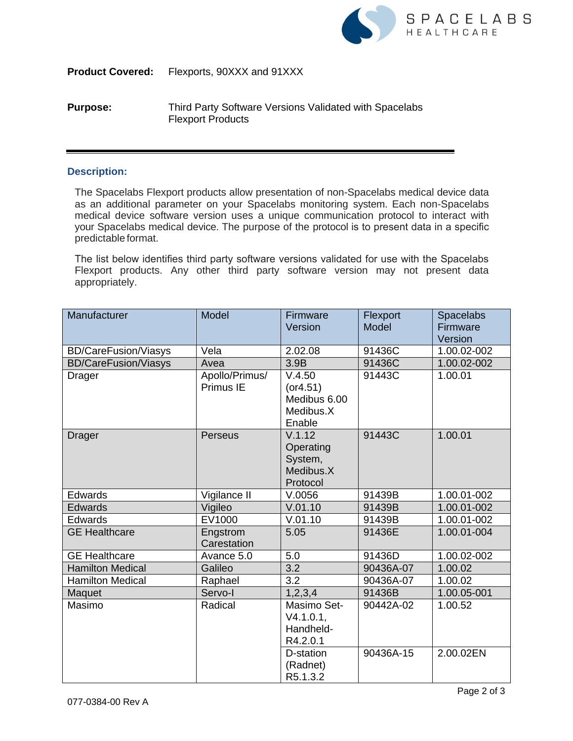**Product Covered:** Flexports, 90XXX and 91XXX

**Purpose:** Third Party Software Versions Validated with Spacelabs Flexport Products

## Description:

The Spacelabs Flexport products allow presentation of non-Spacelabs medical device data as an additional parameter on your Spacelabs monitoring system. Each non-Spacelabs medical device software version uses a unique communication protocol to interact with your Spacelabs medical device. The purpose of the protocol is to present data in a specific predictable format.

The list below identifies third party software versions validated for use with the Spacelabs Flexport products. Any other third party software version may not present data appropriately.

| Manufacturer | Model | Firmware Version | Flexport Model | Spacelabs Firmware Version |
|---|---|---|---|---|
| BD/CareFusion/Viasys | Vela | 2.02.08 | 91436C | 1.00.02-002 |
| BD/CareFusion/Viasys | Avea | 3.9B | 91436C | 1.00.02-002 |
| Drager | Apollo/Primus/ Primus IE | V.4.50 (or4.51) Medibus 6.00 Medibus.X Enable | 91443C | 1.00.01 |
| Drager | Perseus | V.1.12 Operating System, Medibus.X Protocol | 91443C | 1.00.01 |
| Edwards | Vigilance II | V.0056 | 91439B | 1.00.01-002 |
| Edwards | Vigileo | V.01.10 | 91439B | 1.00.01-002 |
| Edwards | EV1000 | V.01.10 | 91439B | 1.00.01-002 |
| GE Healthcare | Engstrom Carestation | 5.05 | 91436E | 1.00.01-004 |
| GE Healthcare | Avance 5.0 | 5.0 | 91436D | 1.00.02-002 |
| Hamilton Medical | Galileo | 3.2 | 90436A-07 | 1.00.02 |
| Hamilton Medical | Raphael | 3.2 | 90436A-07 | 1.00.02 |
| Maquet | Servo-I | 1,2,3,4 | 91436B | 1.00.05-001 |
| Masimo | Radical | Masimo Set- V4.1.0.1, Handheld- R4.2.0.1 | 90442A-02 | 1.00.52 |
| | | D-station (Radnet) R5.1.3.2 | 90436A-15 | 2.00.02EN |

077-0384-00 Rev A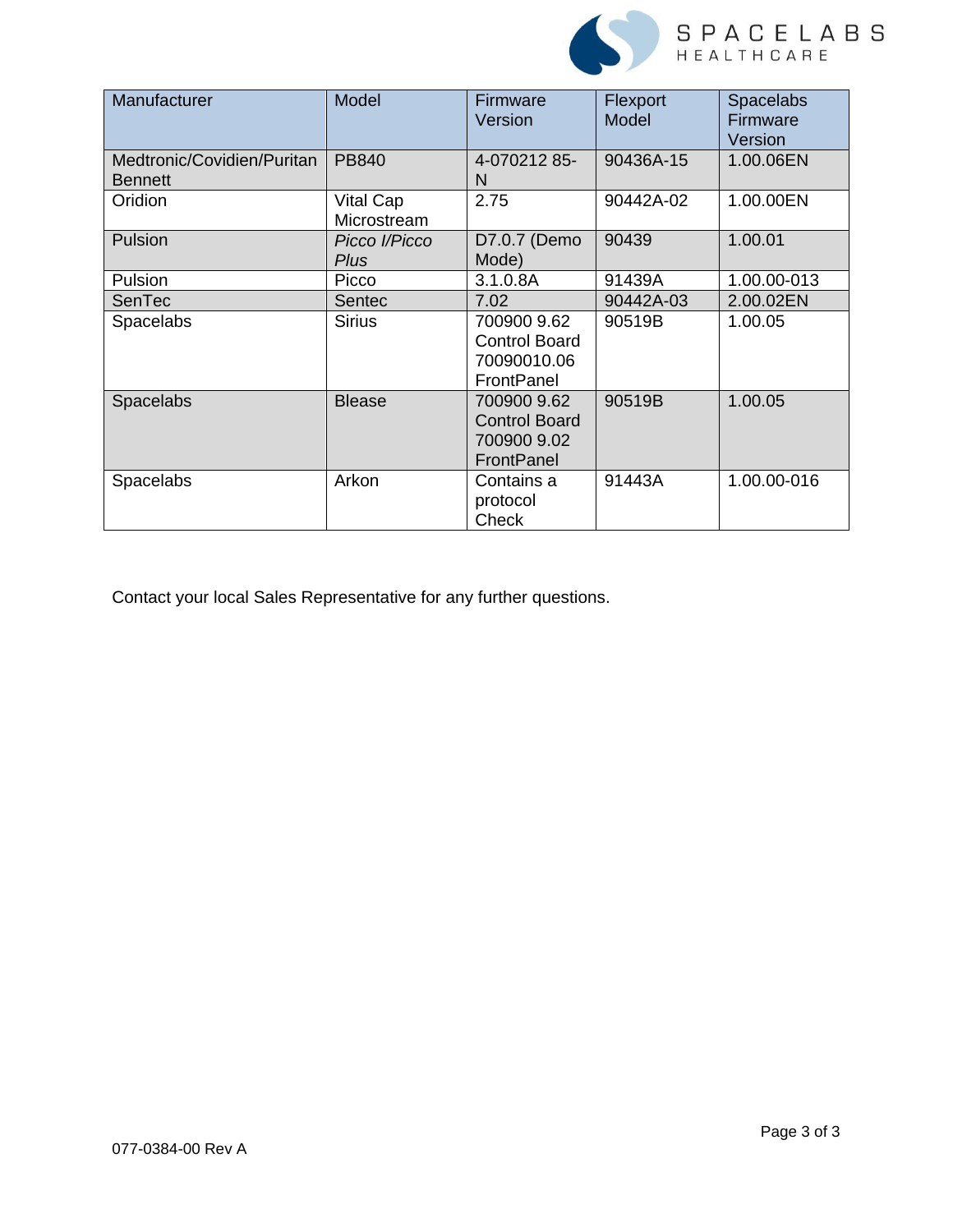| Manufacturer | Model | Firmware Version | Flexport Model | Spacelabs Firmware Version |
|---|---|---|---|---|
| Medtronic/Covidien/Puritan Bennett | PB840 | 4-070212 85-N | 90436A-15 | 1.00.06EN |
| Oridion | Vital Cap Microstream | 2.75 | 90442A-02 | 1.00.00EN |
| Pulsion | *Picco I/Picco Plus* | D7.0.7 (Demo Mode) | 90439 | 1.00.01 |
| Pulsion | Picco | 3.1.0.8A | 91439A | 1.00.00-013 |
| SenTec | Sentec | 7.02 | 90442A-03 | 2.00.02EN |
| Spacelabs | Sirius | 700900 9.62 Control Board 70090010.06 FrontPanel | 90519B | 1.00.05 |
| Spacelabs | Blease | 700900 9.62 Control Board 700900 9.02 FrontPanel | 90519B | 1.00.05 |
| Spacelabs | Arkon | Contains a protocol Check | 91443A | 1.00.00-016 |

Contact your local Sales Representative for any further questions.

077-0384-00 Rev A